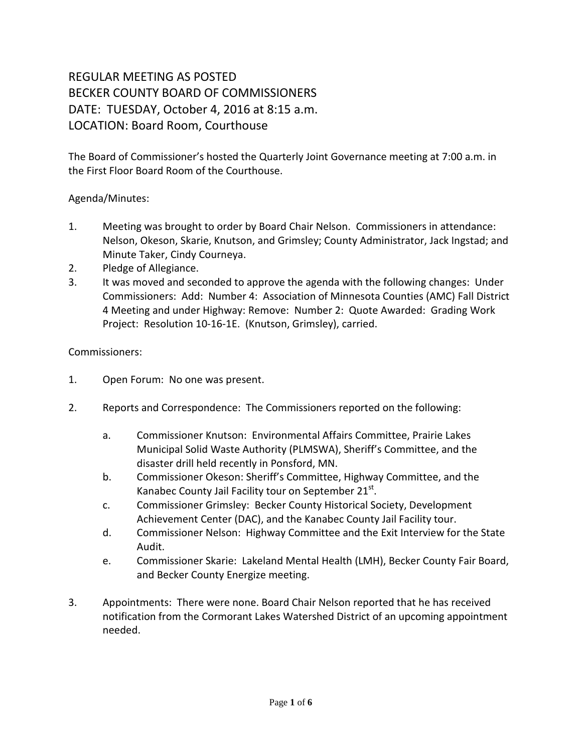REGULAR MEETING AS POSTED
BECKER COUNTY BOARD OF COMMISSIONERS
DATE: TUESDAY, October 4, 2016 at 8:15 a.m.
LOCATION: Board Room, Courthouse

The Board of Commissioner's hosted the Quarterly Joint Governance meeting at 7:00 a.m. in the First Floor Board Room of the Courthouse.

Agenda/Minutes:

1. Meeting was brought to order by Board Chair Nelson. Commissioners in attendance: Nelson, Okeson, Skarie, Knutson, and Grimsley; County Administrator, Jack Ingstad; and Minute Taker, Cindy Courneya.
2. Pledge of Allegiance.
3. It was moved and seconded to approve the agenda with the following changes: Under Commissioners: Add: Number 4: Association of Minnesota Counties (AMC) Fall District 4 Meeting and under Highway: Remove: Number 2: Quote Awarded: Grading Work Project: Resolution 10-16-1E. (Knutson, Grimsley), carried.

Commissioners:

1. Open Forum: No one was present.

2. Reports and Correspondence: The Commissioners reported on the following:

   a. Commissioner Knutson: Environmental Affairs Committee, Prairie Lakes Municipal Solid Waste Authority (PLMSWA), Sheriff's Committee, and the disaster drill held recently in Ponsford, MN.
   b. Commissioner Okeson: Sheriff's Committee, Highway Committee, and the Kanabec County Jail Facility tour on September 21st.
   c. Commissioner Grimsley: Becker County Historical Society, Development Achievement Center (DAC), and the Kanabec County Jail Facility tour.
   d. Commissioner Nelson: Highway Committee and the Exit Interview for the State Audit.
   e. Commissioner Skarie: Lakeland Mental Health (LMH), Becker County Fair Board, and Becker County Energize meeting.

3. Appointments: There were none. Board Chair Nelson reported that he has received notification from the Cormorant Lakes Watershed District of an upcoming appointment needed.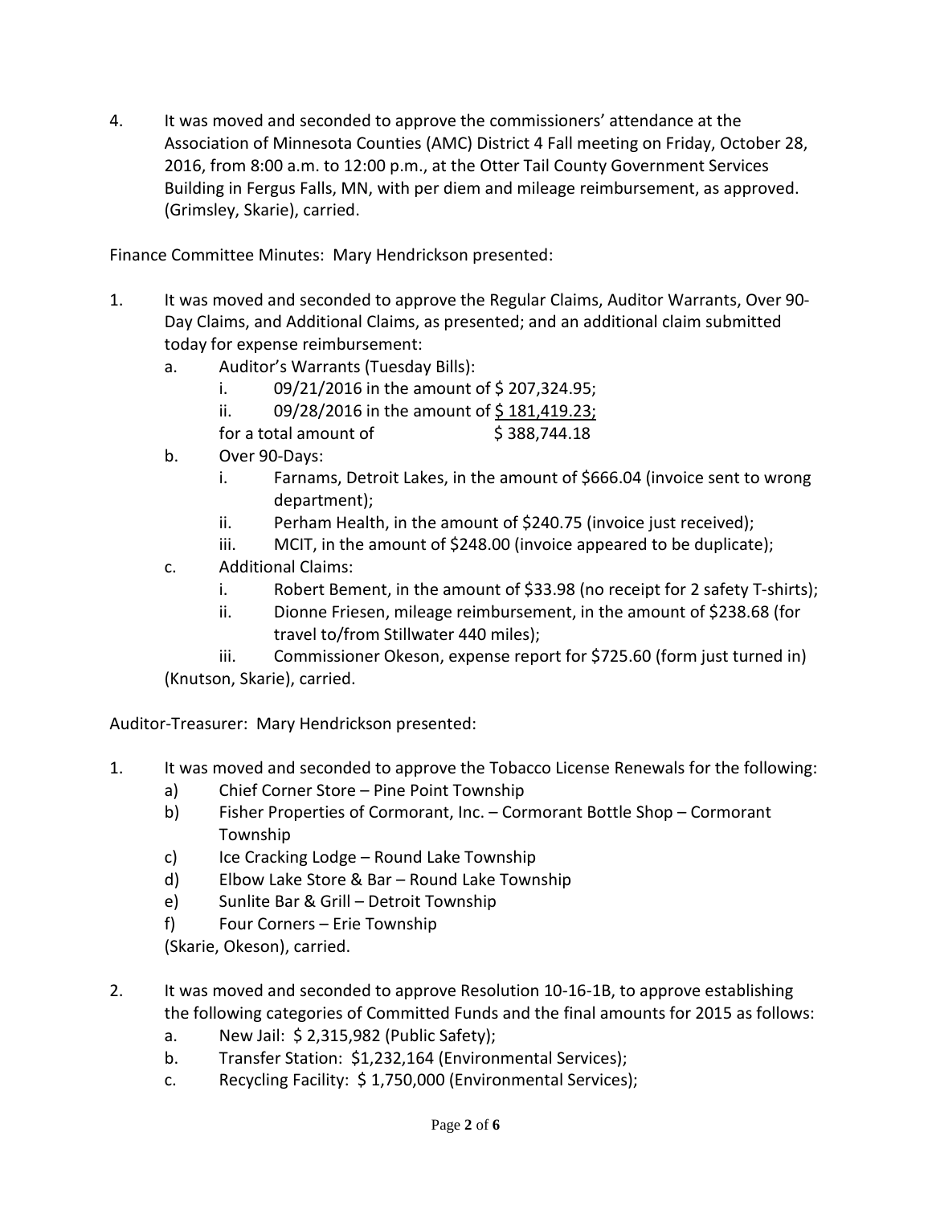4. It was moved and seconded to approve the commissioners' attendance at the Association of Minnesota Counties (AMC) District 4 Fall meeting on Friday, October 28, 2016, from 8:00 a.m. to 12:00 p.m., at the Otter Tail County Government Services Building in Fergus Falls, MN, with per diem and mileage reimbursement, as approved. (Grimsley, Skarie), carried.

Finance Committee Minutes: Mary Hendrickson presented:

1. It was moved and seconded to approve the Regular Claims, Auditor Warrants, Over 90-Day Claims, and Additional Claims, as presented; and an additional claim submitted today for expense reimbursement:
   a. Auditor's Warrants (Tuesday Bills):
      i. 09/21/2016 in the amount of $ 207,324.95;
      ii. 09/28/2016 in the amount of $ 181,419.23;
      
      for a total amount of $ 388,744.18
   b. Over 90-Days:
      i. Farnams, Detroit Lakes, in the amount of $666.04 (invoice sent to wrong department);
      ii. Perham Health, in the amount of $240.75 (invoice just received);
      iii. MCIT, in the amount of $248.00 (invoice appeared to be duplicate);
   c. Additional Claims:
      i. Robert Bement, in the amount of $33.98 (no receipt for 2 safety T-shirts);
      ii. Dionne Friesen, mileage reimbursement, in the amount of $238.68 (for travel to/from Stillwater 440 miles);
      iii. Commissioner Okeson, expense report for $725.60 (form just turned in)

   (Knutson, Skarie), carried.

Auditor-Treasurer: Mary Hendrickson presented:

1. It was moved and seconded to approve the Tobacco License Renewals for the following:
   a) Chief Corner Store – Pine Point Township
   b) Fisher Properties of Cormorant, Inc. – Cormorant Bottle Shop – Cormorant Township
   c) Ice Cracking Lodge – Round Lake Township
   d) Elbow Lake Store & Bar – Round Lake Township
   e) Sunlite Bar & Grill – Detroit Township
   f) Four Corners – Erie Township

   (Skarie, Okeson), carried.

2. It was moved and seconded to approve Resolution 10-16-1B, to approve establishing the following categories of Committed Funds and the final amounts for 2015 as follows:
   a. New Jail: $ 2,315,982 (Public Safety);
   b. Transfer Station: $1,232,164 (Environmental Services);
   c. Recycling Facility: $ 1,750,000 (Environmental Services);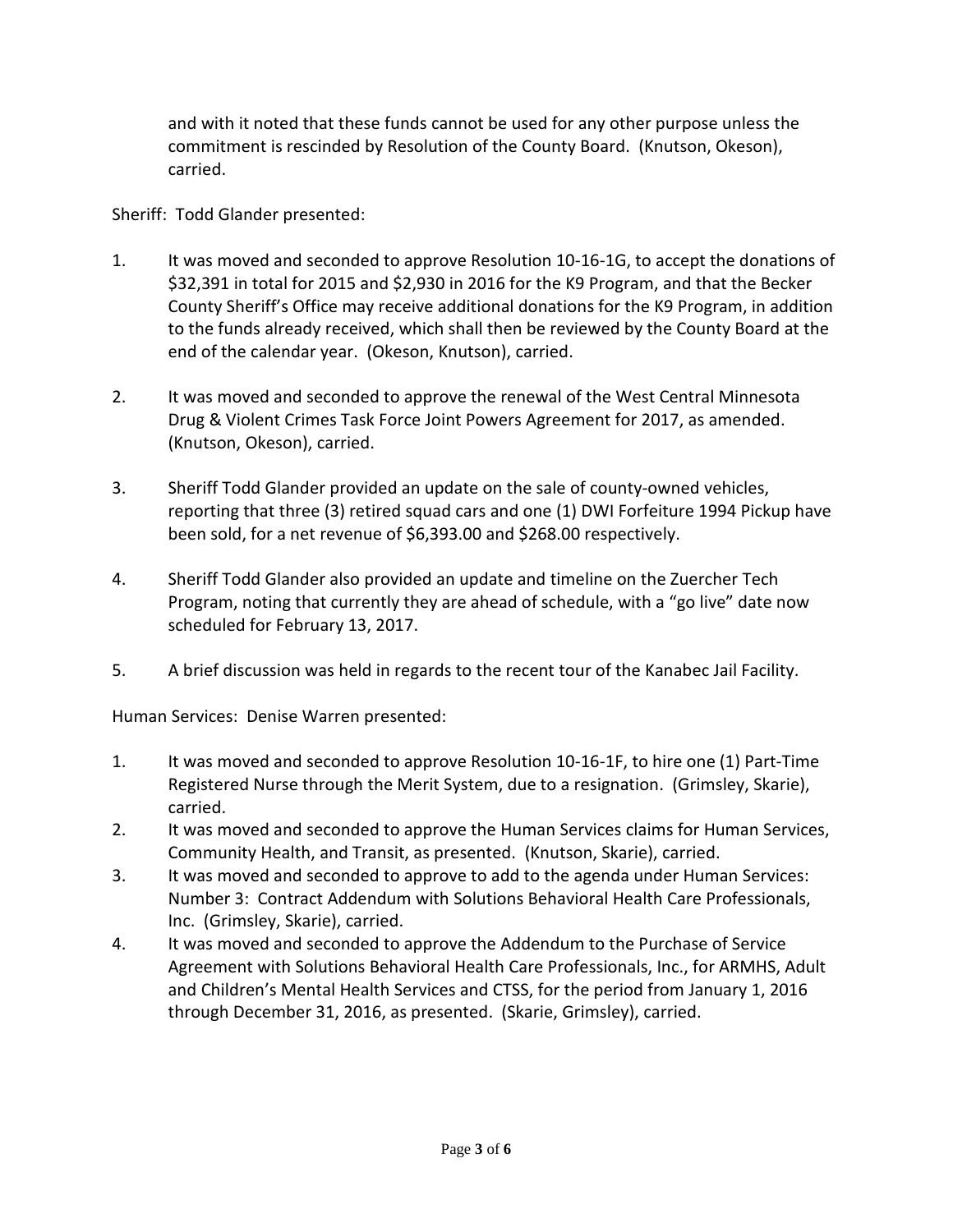and with it noted that these funds cannot be used for any other purpose unless the commitment is rescinded by Resolution of the County Board. (Knutson, Okeson), carried.

Sheriff: Todd Glander presented:

1. It was moved and seconded to approve Resolution 10-16-1G, to accept the donations of $32,391 in total for 2015 and $2,930 in 2016 for the K9 Program, and that the Becker County Sheriff's Office may receive additional donations for the K9 Program, in addition to the funds already received, which shall then be reviewed by the County Board at the end of the calendar year. (Okeson, Knutson), carried.

2. It was moved and seconded to approve the renewal of the West Central Minnesota Drug & Violent Crimes Task Force Joint Powers Agreement for 2017, as amended. (Knutson, Okeson), carried.

3. Sheriff Todd Glander provided an update on the sale of county-owned vehicles, reporting that three (3) retired squad cars and one (1) DWI Forfeiture 1994 Pickup have been sold, for a net revenue of $6,393.00 and $268.00 respectively.

4. Sheriff Todd Glander also provided an update and timeline on the Zuercher Tech Program, noting that currently they are ahead of schedule, with a "go live" date now scheduled for February 13, 2017.

5. A brief discussion was held in regards to the recent tour of the Kanabec Jail Facility.

Human Services: Denise Warren presented:

1. It was moved and seconded to approve Resolution 10-16-1F, to hire one (1) Part-Time Registered Nurse through the Merit System, due to a resignation. (Grimsley, Skarie), carried.
2. It was moved and seconded to approve the Human Services claims for Human Services, Community Health, and Transit, as presented. (Knutson, Skarie), carried.
3. It was moved and seconded to approve to add to the agenda under Human Services: Number 3: Contract Addendum with Solutions Behavioral Health Care Professionals, Inc. (Grimsley, Skarie), carried.
4. It was moved and seconded to approve the Addendum to the Purchase of Service Agreement with Solutions Behavioral Health Care Professionals, Inc., for ARMHS, Adult and Children's Mental Health Services and CTSS, for the period from January 1, 2016 through December 31, 2016, as presented. (Skarie, Grimsley), carried.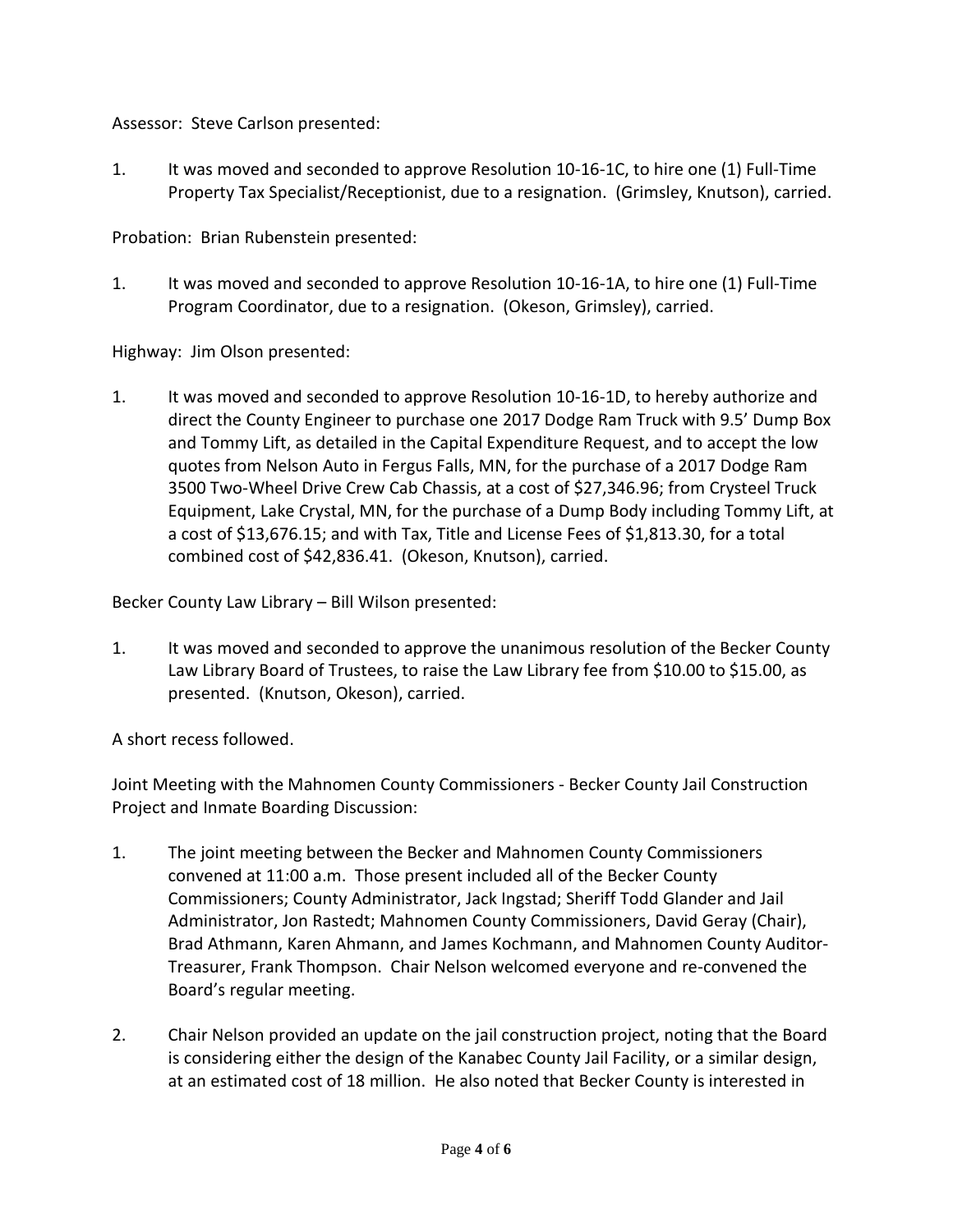Assessor: Steve Carlson presented:

1. It was moved and seconded to approve Resolution 10-16-1C, to hire one (1) Full-Time Property Tax Specialist/Receptionist, due to a resignation. (Grimsley, Knutson), carried.

Probation: Brian Rubenstein presented:

1. It was moved and seconded to approve Resolution 10-16-1A, to hire one (1) Full-Time Program Coordinator, due to a resignation. (Okeson, Grimsley), carried.

Highway: Jim Olson presented:

1. It was moved and seconded to approve Resolution 10-16-1D, to hereby authorize and direct the County Engineer to purchase one 2017 Dodge Ram Truck with 9.5' Dump Box and Tommy Lift, as detailed in the Capital Expenditure Request, and to accept the low quotes from Nelson Auto in Fergus Falls, MN, for the purchase of a 2017 Dodge Ram 3500 Two-Wheel Drive Crew Cab Chassis, at a cost of $27,346.96; from Crysteel Truck Equipment, Lake Crystal, MN, for the purchase of a Dump Body including Tommy Lift, at a cost of $13,676.15; and with Tax, Title and License Fees of $1,813.30, for a total combined cost of $42,836.41. (Okeson, Knutson), carried.

Becker County Law Library – Bill Wilson presented:

1. It was moved and seconded to approve the unanimous resolution of the Becker County Law Library Board of Trustees, to raise the Law Library fee from $10.00 to $15.00, as presented. (Knutson, Okeson), carried.

A short recess followed.

Joint Meeting with the Mahnomen County Commissioners - Becker County Jail Construction Project and Inmate Boarding Discussion:

1. The joint meeting between the Becker and Mahnomen County Commissioners convened at 11:00 a.m. Those present included all of the Becker County Commissioners; County Administrator, Jack Ingstad; Sheriff Todd Glander and Jail Administrator, Jon Rastedt; Mahnomen County Commissioners, David Geray (Chair), Brad Athmann, Karen Ahmann, and James Kochmann, and Mahnomen County Auditor-Treasurer, Frank Thompson. Chair Nelson welcomed everyone and re-convened the Board's regular meeting.

2. Chair Nelson provided an update on the jail construction project, noting that the Board is considering either the design of the Kanabec County Jail Facility, or a similar design, at an estimated cost of 18 million. He also noted that Becker County is interested in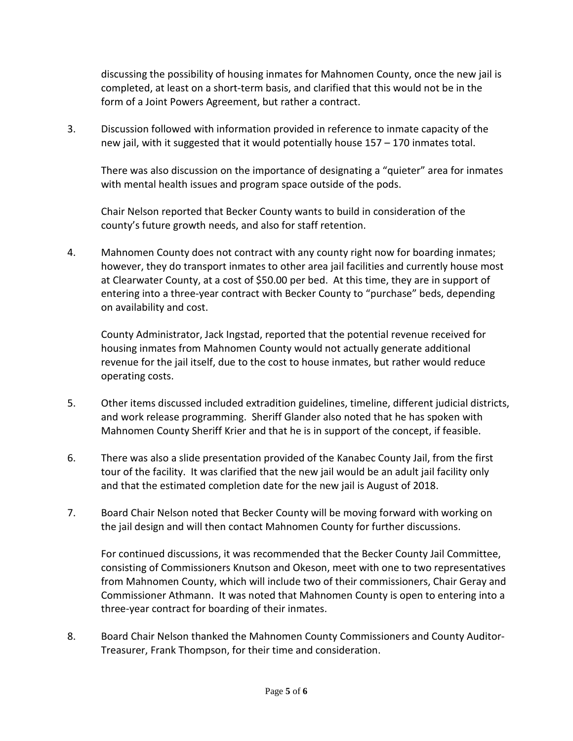discussing the possibility of housing inmates for Mahnomen County, once the new jail is completed, at least on a short-term basis, and clarified that this would not be in the form of a Joint Powers Agreement, but rather a contract.

3. Discussion followed with information provided in reference to inmate capacity of the new jail, with it suggested that it would potentially house 157 – 170 inmates total.

   There was also discussion on the importance of designating a "quieter" area for inmates with mental health issues and program space outside of the pods.

   Chair Nelson reported that Becker County wants to build in consideration of the county's future growth needs, and also for staff retention.

4. Mahnomen County does not contract with any county right now for boarding inmates; however, they do transport inmates to other area jail facilities and currently house most at Clearwater County, at a cost of $50.00 per bed. At this time, they are in support of entering into a three-year contract with Becker County to "purchase" beds, depending on availability and cost.

   County Administrator, Jack Ingstad, reported that the potential revenue received for housing inmates from Mahnomen County would not actually generate additional revenue for the jail itself, due to the cost to house inmates, but rather would reduce operating costs.

5. Other items discussed included extradition guidelines, timeline, different judicial districts, and work release programming. Sheriff Glander also noted that he has spoken with Mahnomen County Sheriff Krier and that he is in support of the concept, if feasible.

6. There was also a slide presentation provided of the Kanabec County Jail, from the first tour of the facility. It was clarified that the new jail would be an adult jail facility only and that the estimated completion date for the new jail is August of 2018.

7. Board Chair Nelson noted that Becker County will be moving forward with working on the jail design and will then contact Mahnomen County for further discussions.

   For continued discussions, it was recommended that the Becker County Jail Committee, consisting of Commissioners Knutson and Okeson, meet with one to two representatives from Mahnomen County, which will include two of their commissioners, Chair Geray and Commissioner Athmann. It was noted that Mahnomen County is open to entering into a three-year contract for boarding of their inmates.

8. Board Chair Nelson thanked the Mahnomen County Commissioners and County Auditor-Treasurer, Frank Thompson, for their time and consideration.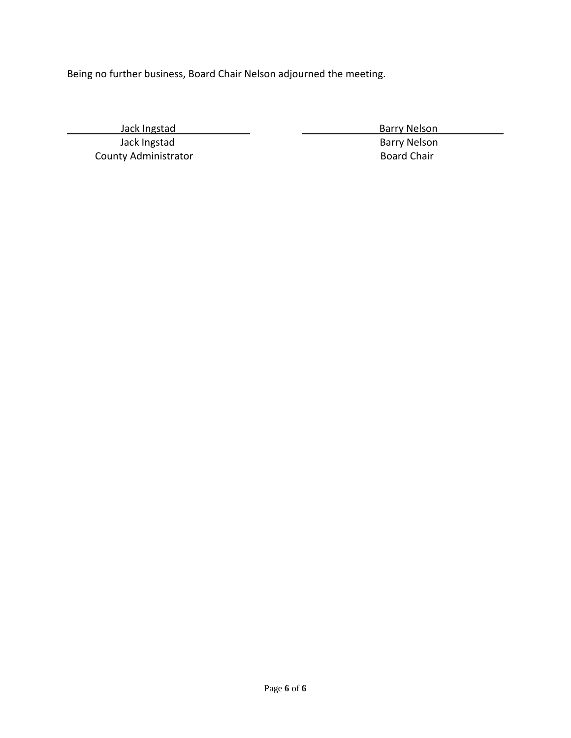Being no further business, Board Chair Nelson adjourned the meeting.

| | |
|---|---|
| Jack Ingstad | Barry Nelson |
| Jack Ingstad | Barry Nelson |
| County Administrator | Board Chair |